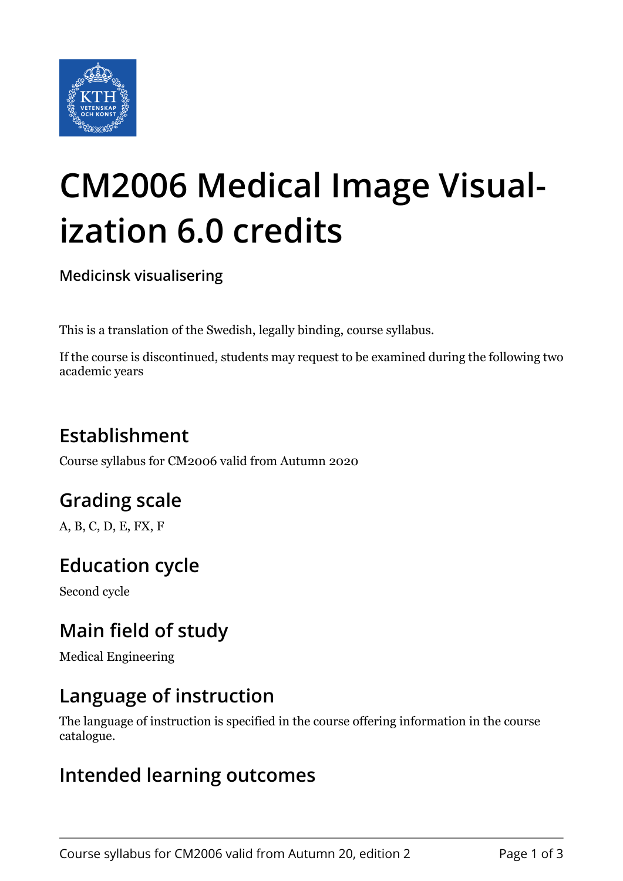# CM2006 Medical Image Visualization 6.0 credits

**Medicinsk visualisering**

This is a translation of the Swedish, legally binding, course syllabus.

If the course is discontinued, students may request to be examined during the following two academic years

## Establishment

Course syllabus for CM2006 valid from Autumn 2020

## Grading scale

A, B, C, D, E, FX, F

## Education cycle

Second cycle

## Main field of study

Medical Engineering

## Language of instruction

The language of instruction is specified in the course offering information in the course catalogue.

## Intended learning outcomes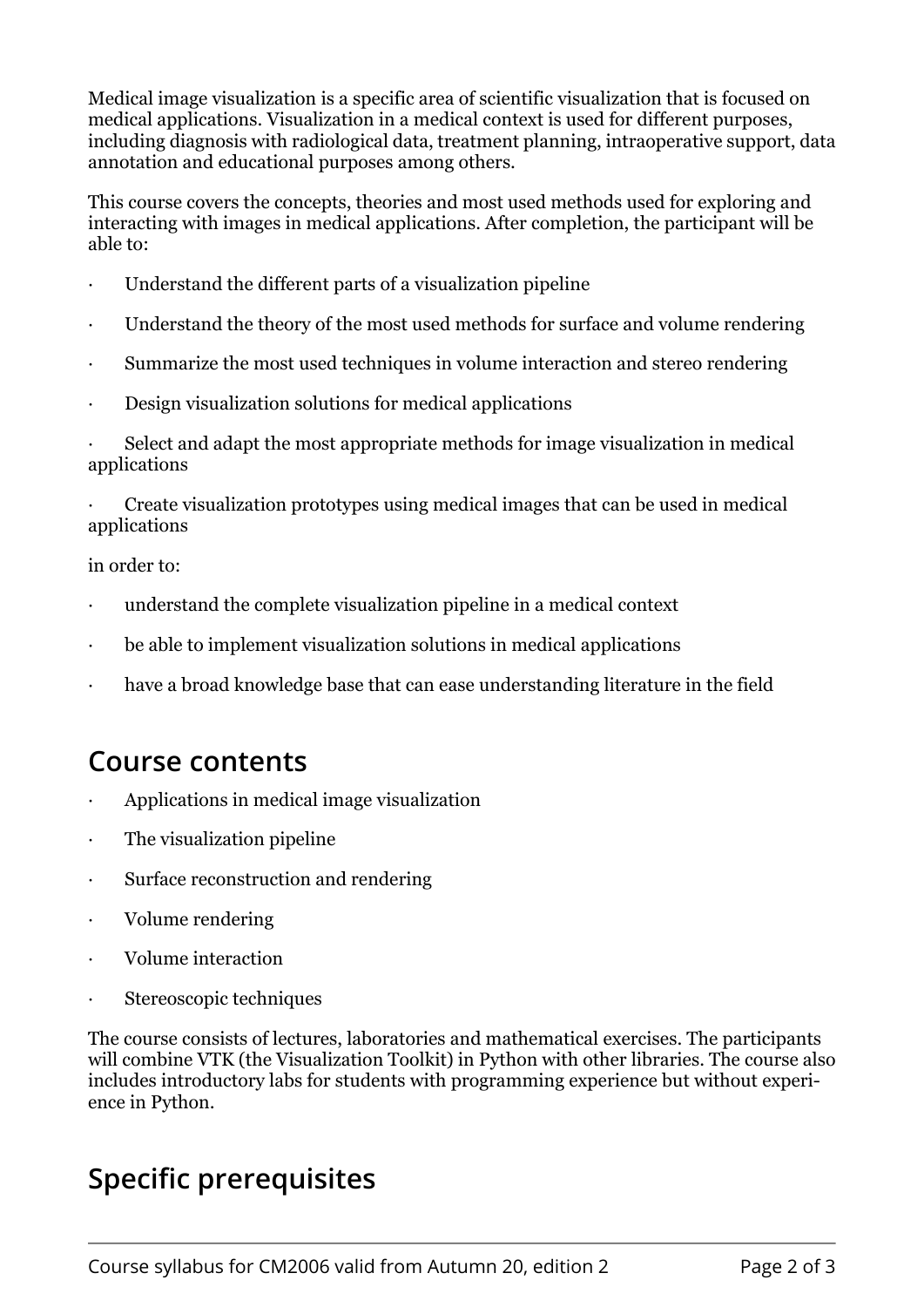Medical image visualization is a specific area of scientific visualization that is focused on medical applications. Visualization in a medical context is used for different purposes, including diagnosis with radiological data, treatment planning, intraoperative support, data annotation and educational purposes among others.

This course covers the concepts, theories and most used methods used for exploring and interacting with images in medical applications. After completion, the participant will be able to:

- Understand the different parts of a visualization pipeline
- Understand the theory of the most used methods for surface and volume rendering
- Summarize the most used techniques in volume interaction and stereo rendering
- Design visualization solutions for medical applications
- Select and adapt the most appropriate methods for image visualization in medical applications
- Create visualization prototypes using medical images that can be used in medical applications

in order to:

- understand the complete visualization pipeline in a medical context
- be able to implement visualization solutions in medical applications
- have a broad knowledge base that can ease understanding literature in the field

## Course contents

- Applications in medical image visualization
- The visualization pipeline
- Surface reconstruction and rendering
- Volume rendering
- Volume interaction
- Stereoscopic techniques

The course consists of lectures, laboratories and mathematical exercises. The participants will combine VTK (the Visualization Toolkit) in Python with other libraries. The course also includes introductory labs for students with programming experience but without experience in Python.

## Specific prerequisites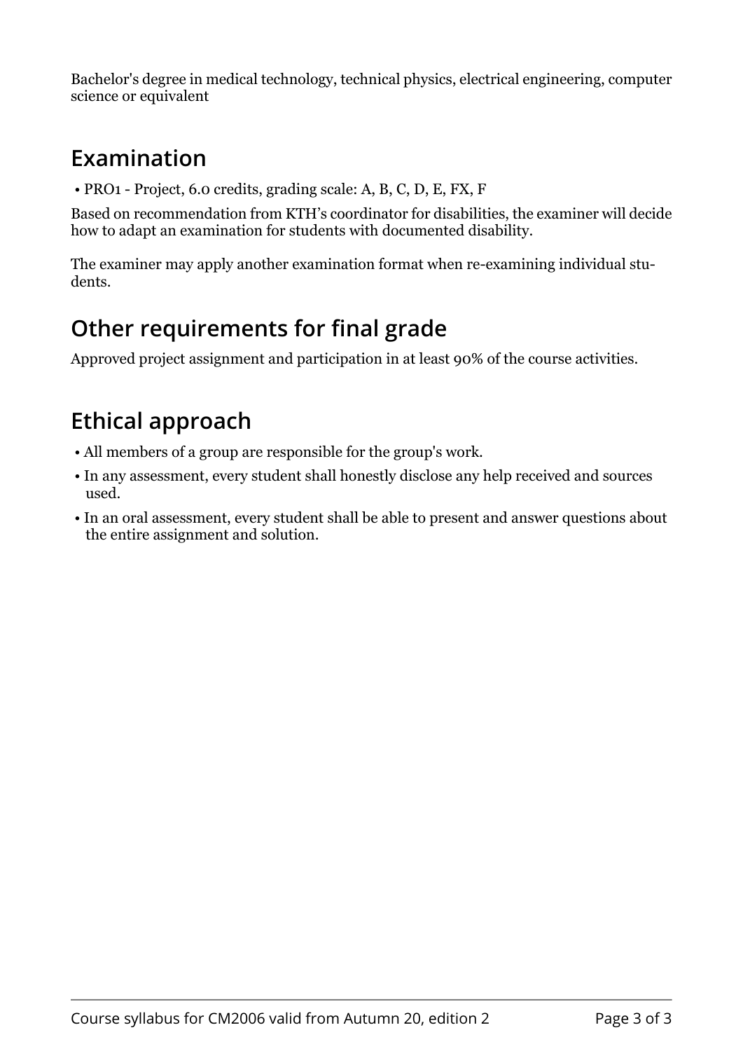Bachelor's degree in medical technology, technical physics, electrical engineering, computer science or equivalent

## Examination

- PRO1 - Project, 6.0 credits, grading scale: A, B, C, D, E, FX, F

Based on recommendation from KTH's coordinator for disabilities, the examiner will decide how to adapt an examination for students with documented disability.

The examiner may apply another examination format when re-examining individual students.

## Other requirements for final grade

Approved project assignment and participation in at least 90% of the course activities.

## Ethical approach

- All members of a group are responsible for the group's work.
- In any assessment, every student shall honestly disclose any help received and sources used.
- In an oral assessment, every student shall be able to present and answer questions about the entire assignment and solution.